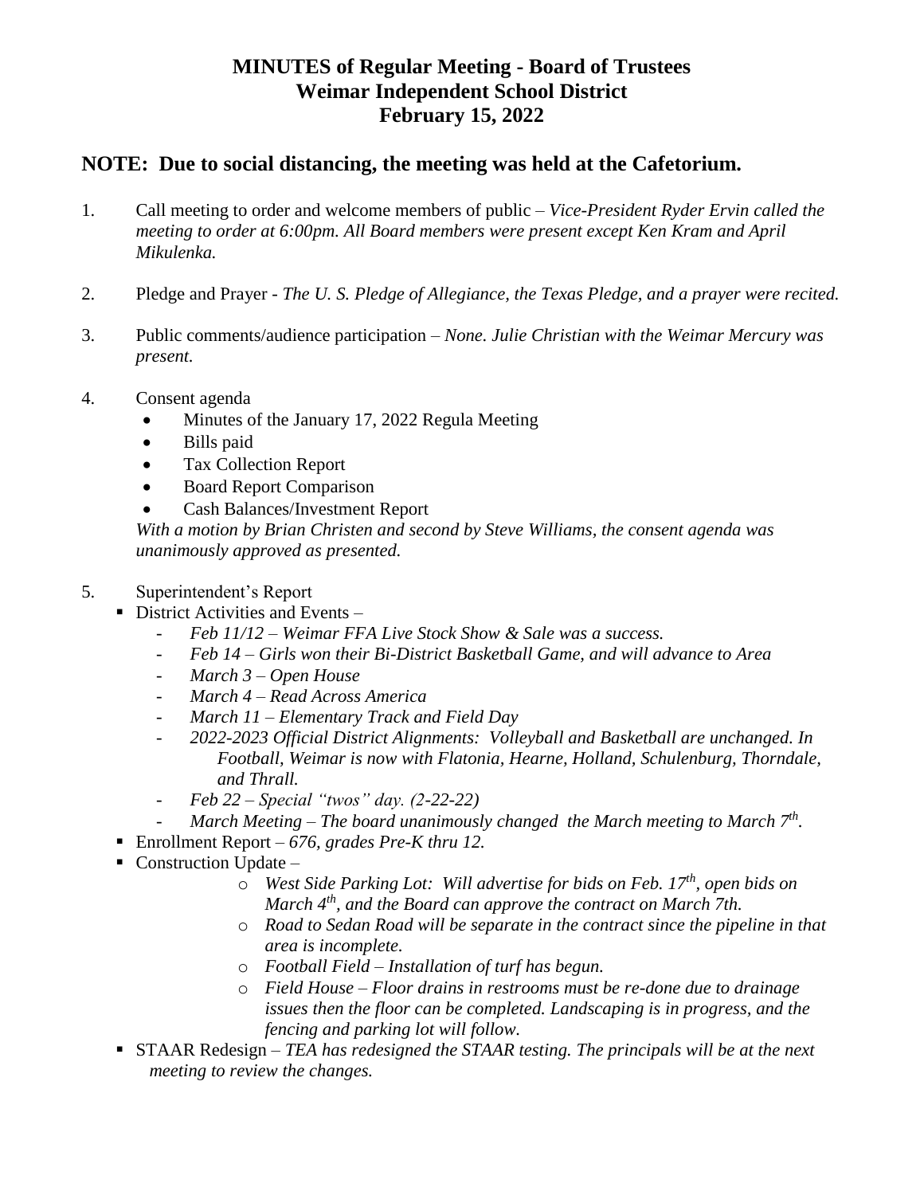# MINUTES of Regular Meeting - Board of Trustees
# Weimar Independent School District
# February 15, 2022

## NOTE: Due to social distancing, the meeting was held at the Cafetorium.

1. Call meeting to order and welcome members of public – *Vice-President Ryder Ervin called the meeting to order at 6:00pm. All Board members were present except Ken Kram and April Mikulenka.*

2. Pledge and Prayer - *The U. S. Pledge of Allegiance, the Texas Pledge, and a prayer were recited.*

3. Public comments/audience participation – *None. Julie Christian with the Weimar Mercury was present.*

4. Consent agenda
   - Minutes of the January 17, 2022 Regula Meeting
   - Bills paid
   - Tax Collection Report
   - Board Report Comparison
   - Cash Balances/Investment Report

   *With a motion by Brian Christen and second by Steve Williams, the consent agenda was unanimously approved as presented.*

5. Superintendent's Report
   - District Activities and Events –
     - *Feb 11/12 – Weimar FFA Live Stock Show & Sale was a success.*
     - *Feb 14 – Girls won their Bi-District Basketball Game, and will advance to Area*
     - *March 3 – Open House*
     - *March 4 – Read Across America*
     - *March 11 – Elementary Track and Field Day*
     - *2022-2023 Official District Alignments: Volleyball and Basketball are unchanged. In Football, Weimar is now with Flatonia, Hearne, Holland, Schulenburg, Thorndale, and Thrall.*
     - *Feb 22 – Special "twos" day. (2-22-22)*
     - *March Meeting – The board unanimously changed the March meeting to March 7th.*
   - Enrollment Report – *676, grades Pre-K thru 12.*
   - Construction Update –
     - *West Side Parking Lot: Will advertise for bids on Feb. 17th, open bids on March 4th, and the Board can approve the contract on March 7th.*
     - *Road to Sedan Road will be separate in the contract since the pipeline in that area is incomplete.*
     - *Football Field – Installation of turf has begun.*
     - *Field House – Floor drains in restrooms must be re-done due to drainage issues then the floor can be completed. Landscaping is in progress, and the fencing and parking lot will follow.*
   - STAAR Redesign – *TEA has redesigned the STAAR testing. The principals will be at the next meeting to review the changes.*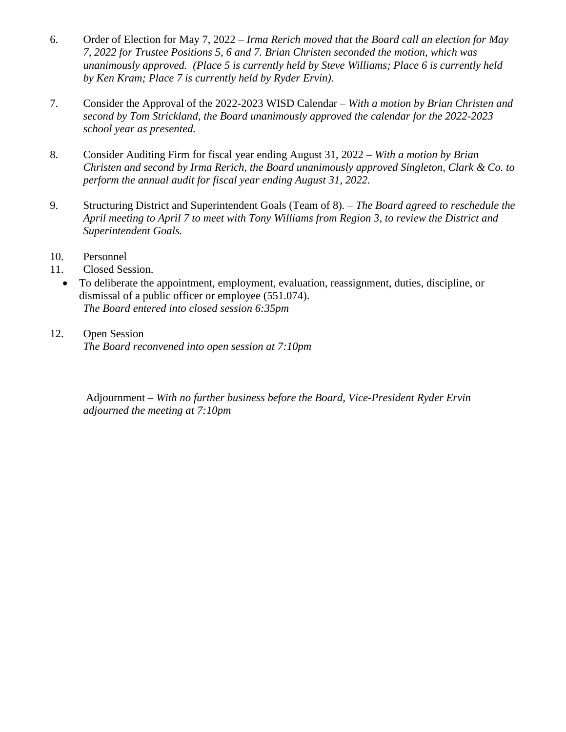6. Order of Election for May 7, 2022 – *Irma Rerich moved that the Board call an election for May 7, 2022 for Trustee Positions 5, 6 and 7. Brian Christen seconded the motion, which was unanimously approved. (Place 5 is currently held by Steve Williams; Place 6 is currently held by Ken Kram; Place 7 is currently held by Ryder Ervin).*

7. Consider the Approval of the 2022-2023 WISD Calendar – *With a motion by Brian Christen and second by Tom Strickland, the Board unanimously approved the calendar for the 2022-2023 school year as presented.*

8. Consider Auditing Firm for fiscal year ending August 31, 2022 – *With a motion by Brian Christen and second by Irma Rerich, the Board unanimously approved Singleton, Clark & Co. to perform the annual audit for fiscal year ending August 31, 2022.*

9. Structuring District and Superintendent Goals (Team of 8). – *The Board agreed to reschedule the April meeting to April 7 to meet with Tony Williams from Region 3, to review the District and Superintendent Goals.*

10. Personnel

11. Closed Session.
    - To deliberate the appointment, employment, evaluation, reassignment, duties, discipline, or dismissal of a public officer or employee (551.074).
    
    *The Board entered into closed session 6:35pm*

12. Open Session

    *The Board reconvened into open session at 7:10pm*

Adjournment – *With no further business before the Board, Vice-President Ryder Ervin adjourned the meeting at 7:10pm*